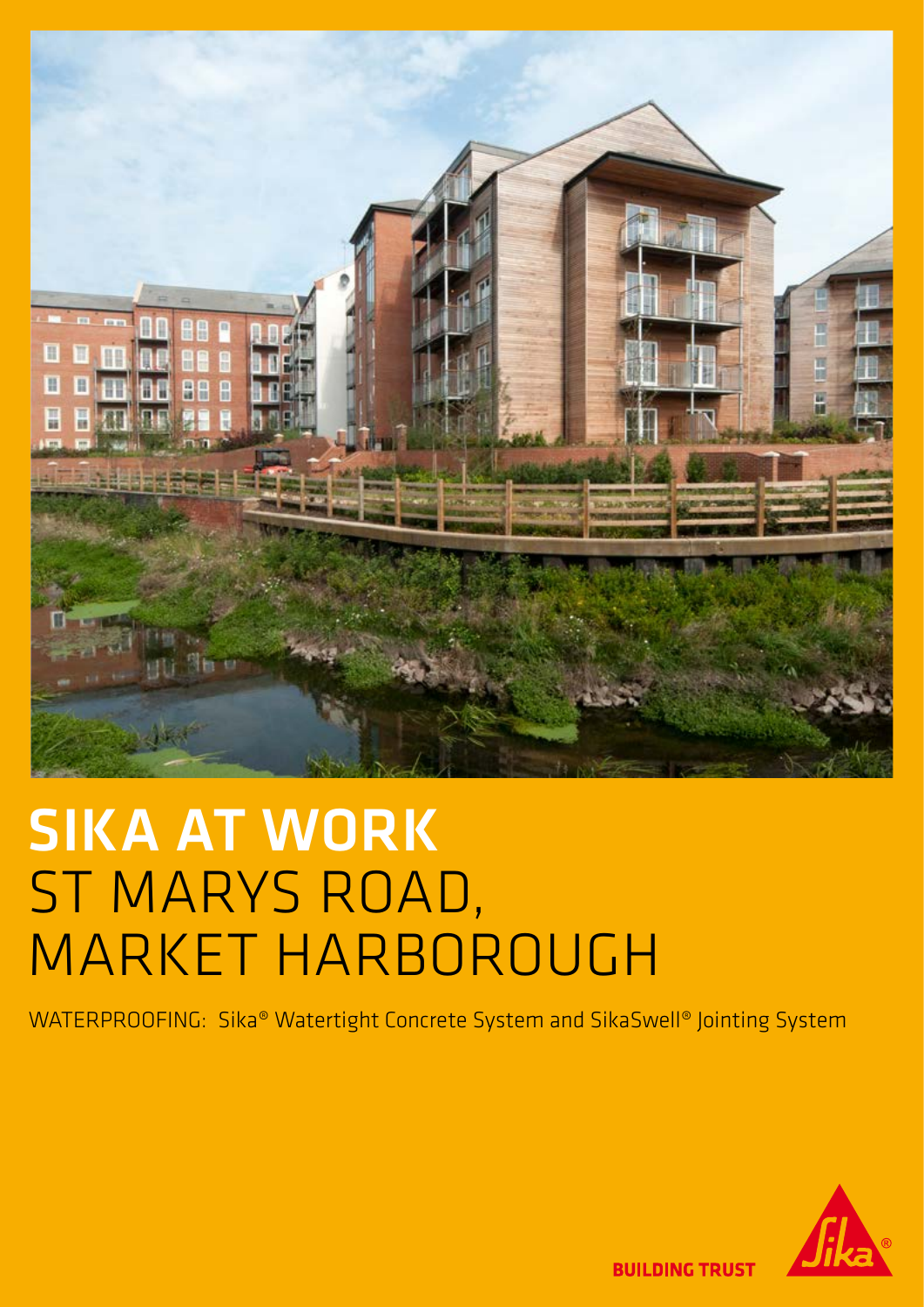# SIKA AT WORK
# ST MARYS ROAD, MARKET HARBOROUGH

WATERPROOFING: Sika® Watertight Concrete System and SikaSwell® Jointing System

BUILDING TRUST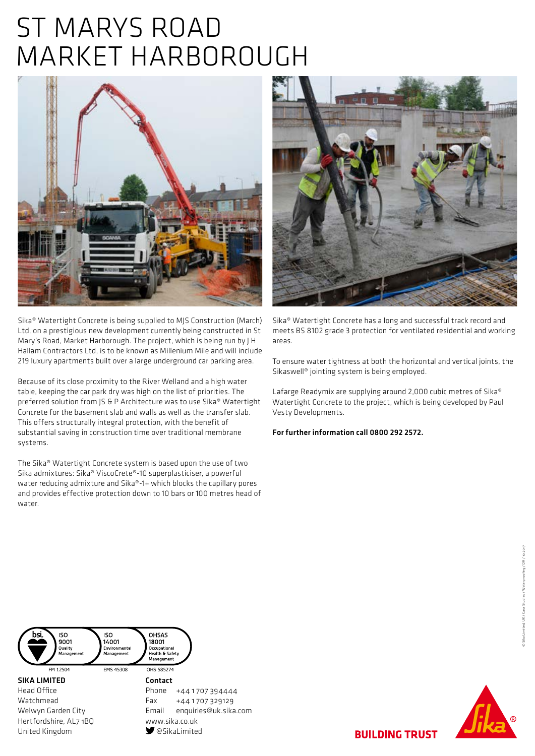# ST MARYS ROAD MARKET HARBOROUGH

Sika® Watertight Concrete is being supplied to MJS Construction (March) Ltd, on a prestigious new development currently being constructed in St Mary's Road, Market Harborough. The project, which is being run by J H Hallam Contractors Ltd, is to be known as Millenium Mile and will include 219 luxury apartments built over a large underground car parking area.

Because of its close proximity to the River Welland and a high water table, keeping the car park dry was high on the list of priorities. The preferred solution from JS & P Architecture was to use Sika® Watertight Concrete for the basement slab and walls as well as the transfer slab. This offers structurally integral protection, with the benefit of substantial saving in construction time over traditional membrane systems.

The Sika® Watertight Concrete system is based upon the use of two Sika admixtures: Sika® ViscoCrete®-10 superplasticiser, a powerful water reducing admixture and Sika®-1+ which blocks the capillary pores and provides effective protection down to 10 bars or 100 metres head of water.

Sika® Watertight Concrete has a long and successful track record and meets BS 8102 grade 3 protection for ventilated residential and working areas.

To ensure water tightness at both the horizontal and vertical joints, the Sikaswell® jointing system is being employed.

Lafarge Readymix are supplying around 2,000 cubic metres of Sika® Watertight Concrete to the project, which is being developed by Paul Vesty Developments.

**For further information call 0800 292 2572.**

bsi. ISO 9001 Quality Management FM 12504
ISO 14001 Environmental Management EMS 45308
OHSAS 18001 Occupational Health & Safety Management OHS 585274

**SIKA LIMITED**
Head Office
Watchmead
Welwyn Garden City
Hertfordshire, AL7 1BQ
United Kingdom

**Contact**
Phone +44 1707 394444
Fax +44 1707 329129
Email enquiries@uk.sika.com
www.sika.co.uk
@SikaLimited

**BUILDING TRUST**

© Sika Limited. UK / Case Studies / Waterproofing / DR / 10.2017